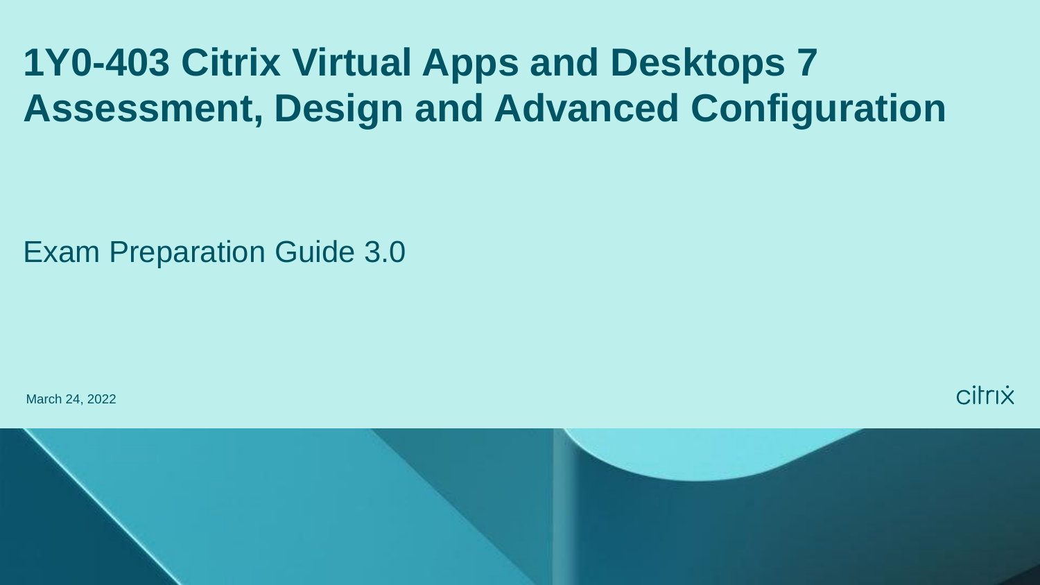# 1Y0-403 Citrix Virtual Apps and Desktops 7 Assessment, Design and Advanced Configuration

Exam Preparation Guide 3.0

March 24, 2022

citrix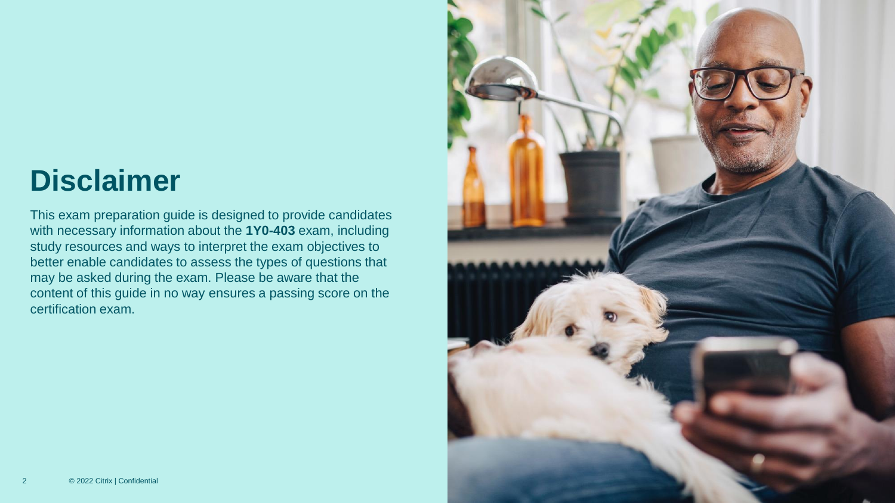# Disclaimer

This exam preparation guide is designed to provide candidates with necessary information about the **1Y0-403** exam, including study resources and ways to interpret the exam objectives to better enable candidates to assess the types of questions that may be asked during the exam. Please be aware that the content of this guide in no way ensures a passing score on the certification exam.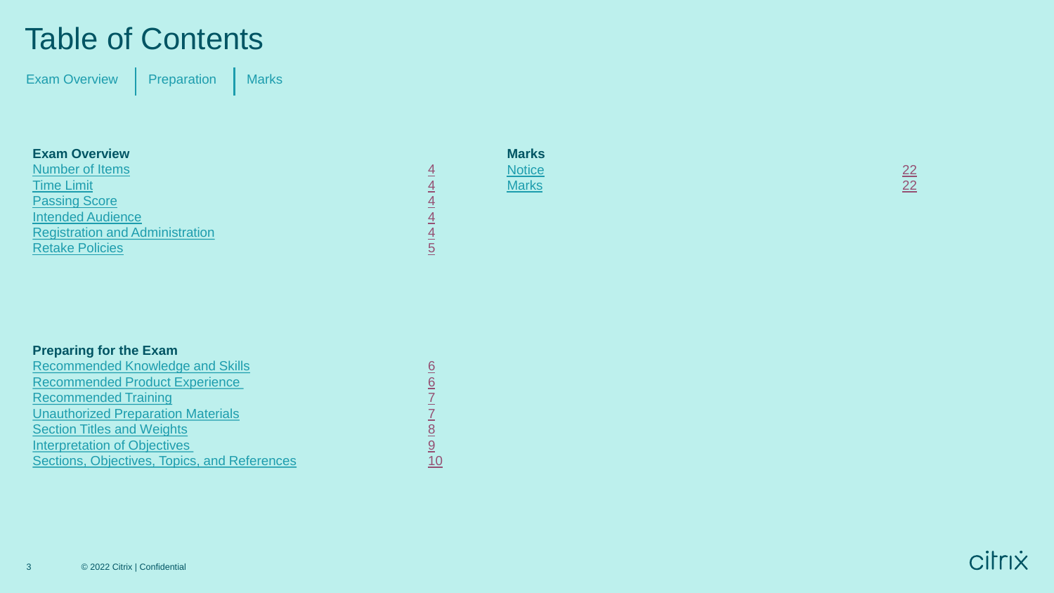# Table of Contents

Exam Overview | Preparation | Marks

### Exam Overview

| | |
|---|---|
| Number of Items | 4 |
| Time Limit | 4 |
| Passing Score | 4 |
| Intended Audience | 4 |
| Registration and Administration | 4 |
| Retake Policies | 5 |

### Preparing for the Exam

| | |
|---|---|
| Recommended Knowledge and Skills | 6 |
| Recommended Product Experience | 6 |
| Recommended Training | 7 |
| Unauthorized Preparation Materials | 7 |
| Section Titles and Weights | 8 |
| Interpretation of Objectives | 9 |
| Sections, Objectives, Topics, and References | 10 |

### Marks

| | |
|---|---|
| Notice | 22 |
| Marks | 22 |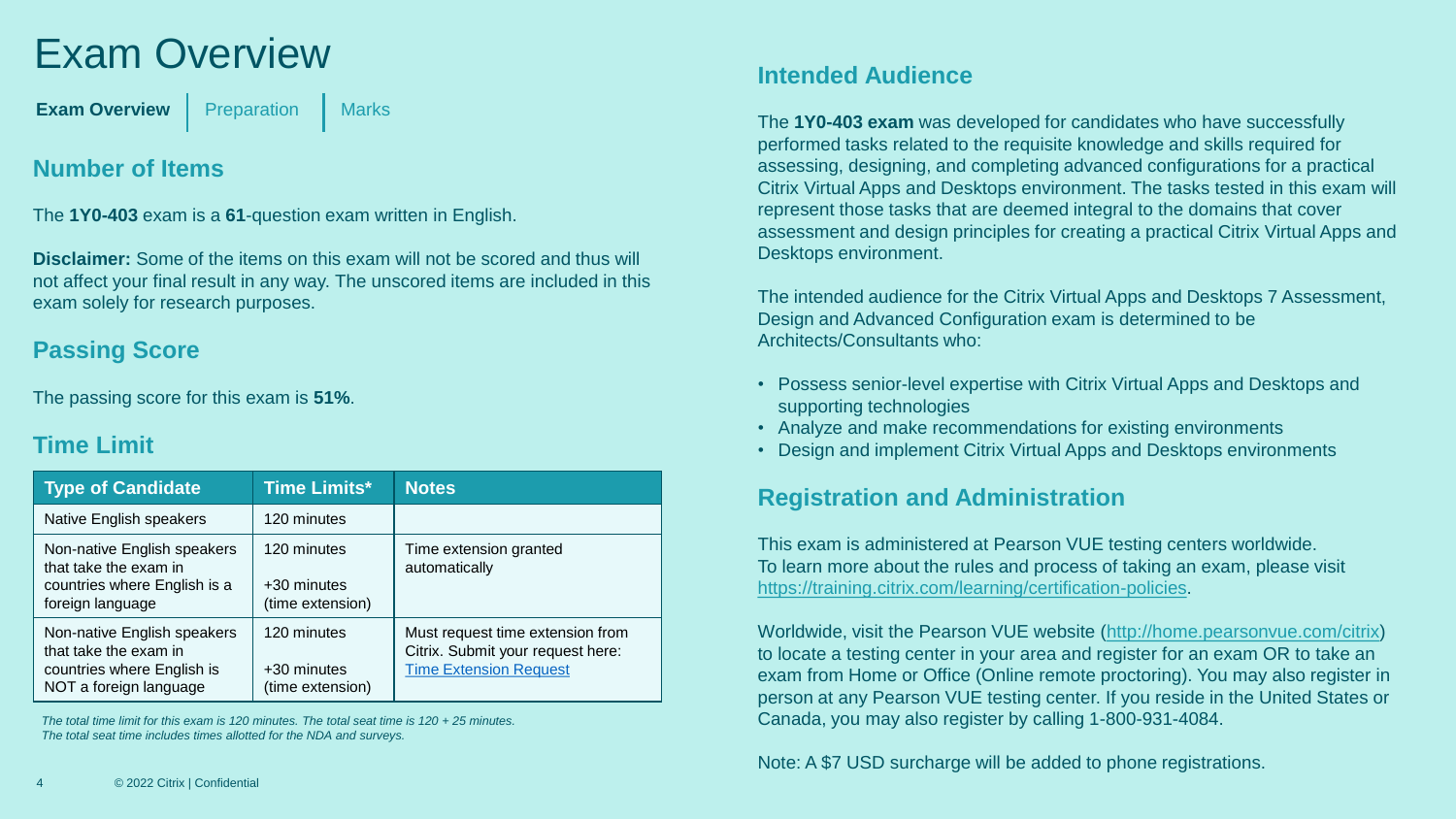# Exam Overview

**Exam Overview** | Preparation | Marks

## Number of Items

The **1Y0-403** exam is a **61**-question exam written in English.

**Disclaimer:** Some of the items on this exam will not be scored and thus will not affect your final result in any way. The unscored items are included in this exam solely for research purposes.

## Passing Score

The passing score for this exam is **51%**.

## Time Limit

| Type of Candidate | Time Limits* | Notes |
|---|---|---|
| Native English speakers | 120 minutes | |
| Non-native English speakers that take the exam in countries where English is a foreign language | 120 minutes<br><br>+30 minutes (time extension) | Time extension granted automatically |
| Non-native English speakers that take the exam in countries where English is NOT a foreign language | 120 minutes<br><br>+30 minutes (time extension) | Must request time extension from Citrix. Submit your request here: [Time Extension Request]() |

*The total time limit for this exam is 120 minutes. The total seat time is 120 + 25 minutes. The total seat time includes times allotted for the NDA and surveys.*

## Intended Audience

The **1Y0-403 exam** was developed for candidates who have successfully performed tasks related to the requisite knowledge and skills required for assessing, designing, and completing advanced configurations for a practical Citrix Virtual Apps and Desktops environment. The tasks tested in this exam will represent those tasks that are deemed integral to the domains that cover assessment and design principles for creating a practical Citrix Virtual Apps and Desktops environment.

The intended audience for the Citrix Virtual Apps and Desktops 7 Assessment, Design and Advanced Configuration exam is determined to be Architects/Consultants who:

- Possess senior-level expertise with Citrix Virtual Apps and Desktops and supporting technologies
- Analyze and make recommendations for existing environments
- Design and implement Citrix Virtual Apps and Desktops environments

## Registration and Administration

This exam is administered at Pearson VUE testing centers worldwide.
To learn more about the rules and process of taking an exam, please visit https://training.citrix.com/learning/certification-policies.

Worldwide, visit the Pearson VUE website (http://home.pearsonvue.com/citrix) to locate a testing center in your area and register for an exam OR to take an exam from Home or Office (Online remote proctoring). You may also register in person at any Pearson VUE testing center. If you reside in the United States or Canada, you may also register by calling 1-800-931-4084.

Note: A $7 USD surcharge will be added to phone registrations.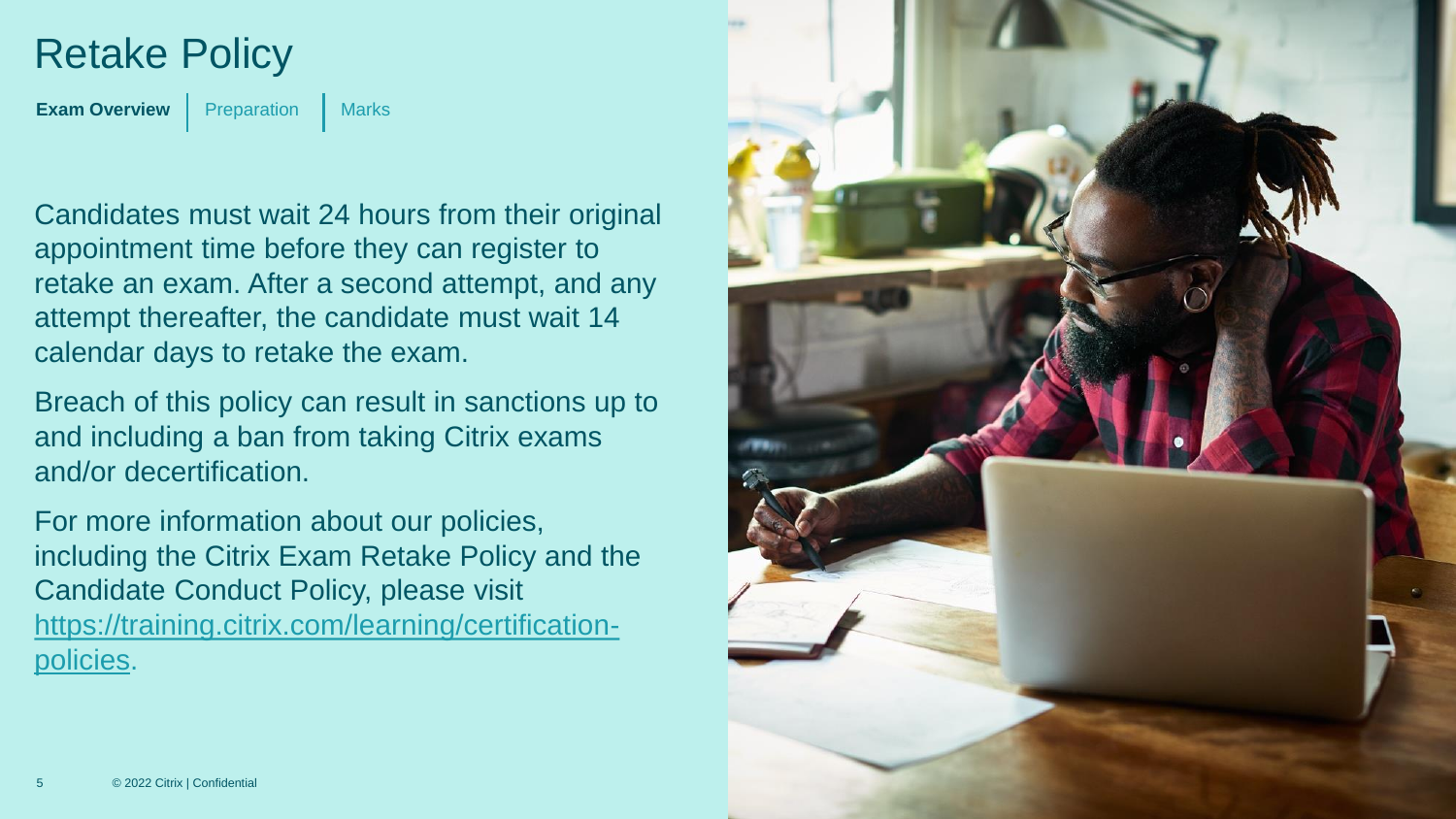# Retake Policy

**Exam Overview** | Preparation | Marks

Candidates must wait 24 hours from their original appointment time before they can register to retake an exam. After a second attempt, and any attempt thereafter, the candidate must wait 14 calendar days to retake the exam.

Breach of this policy can result in sanctions up to and including a ban from taking Citrix exams and/or decertification.

For more information about our policies, including the Citrix Exam Retake Policy and the Candidate Conduct Policy, please visit [https://training.citrix.com/learning/certification-policies](https://training.citrix.com/learning/certification-policies).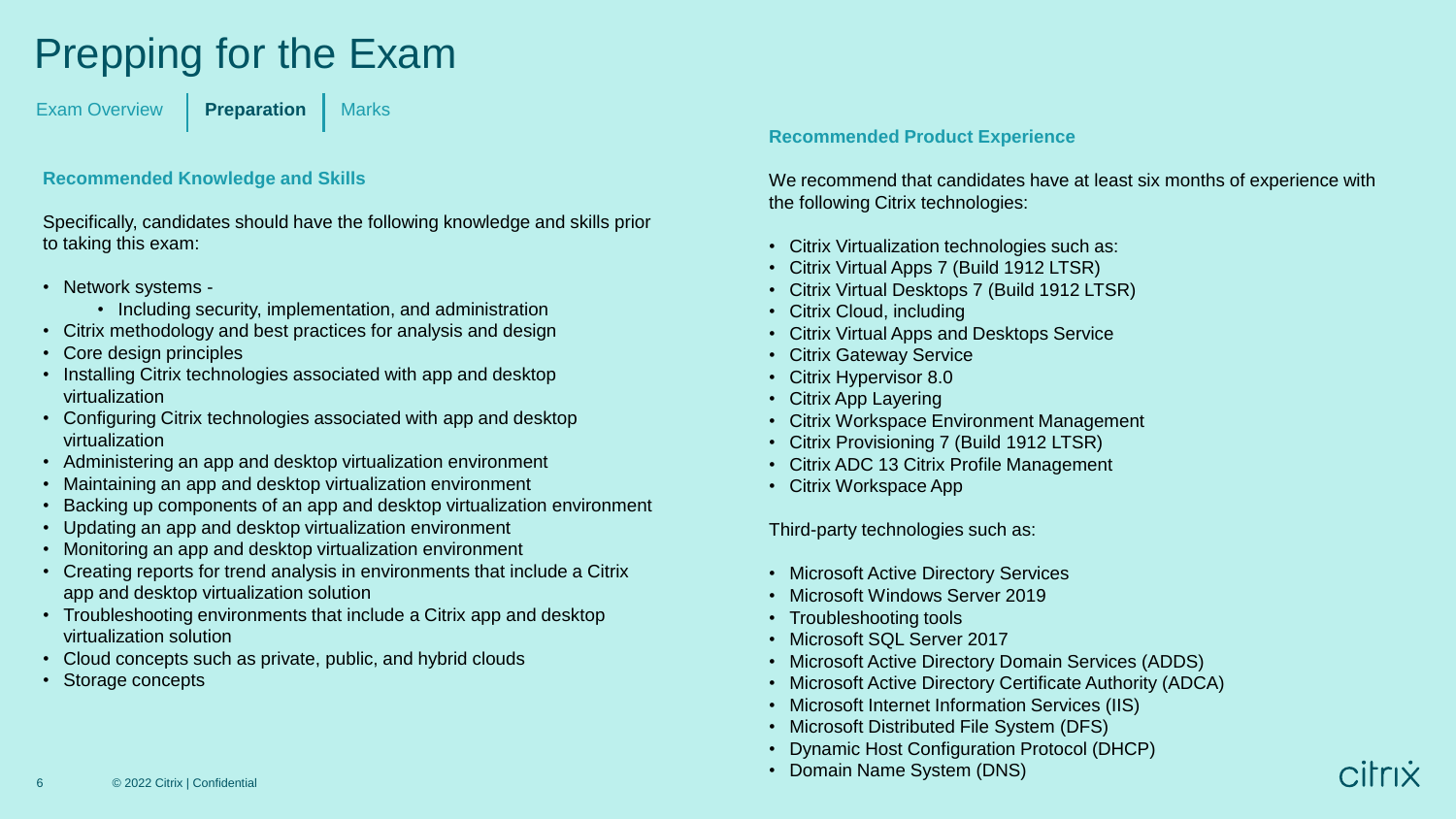# Prepping for the Exam

Exam Overview | **Preparation** | Marks

## Recommended Knowledge and Skills

Specifically, candidates should have the following knowledge and skills prior to taking this exam:

- Network systems -
  - Including security, implementation, and administration
- Citrix methodology and best practices for analysis and design
- Core design principles
- Installing Citrix technologies associated with app and desktop virtualization
- Configuring Citrix technologies associated with app and desktop virtualization
- Administering an app and desktop virtualization environment
- Maintaining an app and desktop virtualization environment
- Backing up components of an app and desktop virtualization environment
- Updating an app and desktop virtualization environment
- Monitoring an app and desktop virtualization environment
- Creating reports for trend analysis in environments that include a Citrix app and desktop virtualization solution
- Troubleshooting environments that include a Citrix app and desktop virtualization solution
- Cloud concepts such as private, public, and hybrid clouds
- Storage concepts

## Recommended Product Experience

We recommend that candidates have at least six months of experience with the following Citrix technologies:

- Citrix Virtualization technologies such as:
- Citrix Virtual Apps 7 (Build 1912 LTSR)
- Citrix Virtual Desktops 7 (Build 1912 LTSR)
- Citrix Cloud, including
- Citrix Virtual Apps and Desktops Service
- Citrix Gateway Service
- Citrix Hypervisor 8.0
- Citrix App Layering
- Citrix Workspace Environment Management
- Citrix Provisioning 7 (Build 1912 LTSR)
- Citrix ADC 13 Citrix Profile Management
- Citrix Workspace App

Third-party technologies such as:

- Microsoft Active Directory Services
- Microsoft Windows Server 2019
- Troubleshooting tools
- Microsoft SQL Server 2017
- Microsoft Active Directory Domain Services (ADDS)
- Microsoft Active Directory Certificate Authority (ADCA)
- Microsoft Internet Information Services (IIS)
- Microsoft Distributed File System (DFS)
- Dynamic Host Configuration Protocol (DHCP)
- Domain Name System (DNS)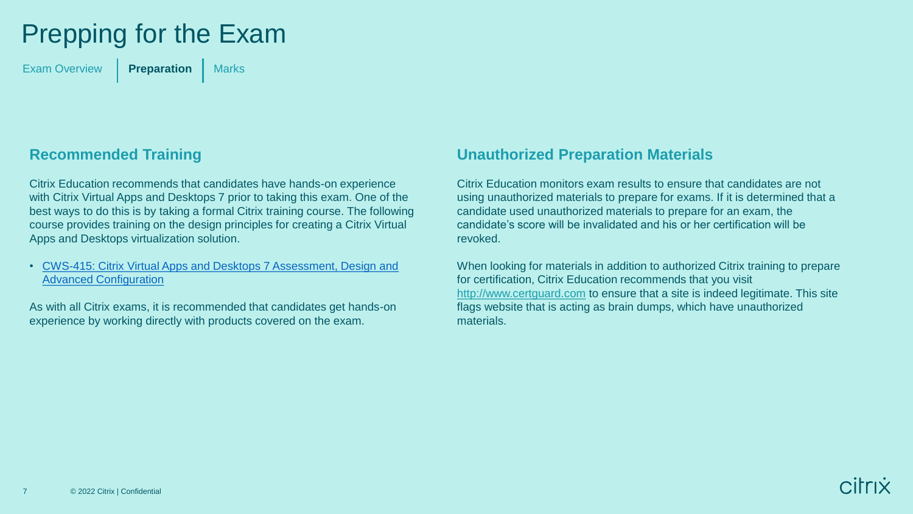# Prepping for the Exam

Exam Overview | **Preparation** | Marks

## Recommended Training

Citrix Education recommends that candidates have hands-on experience with Citrix Virtual Apps and Desktops 7 prior to taking this exam. One of the best ways to do this is by taking a formal Citrix training course. The following course provides training on the design principles for creating a Citrix Virtual Apps and Desktops virtualization solution.

- CWS-415: Citrix Virtual Apps and Desktops 7 Assessment, Design and Advanced Configuration

As with all Citrix exams, it is recommended that candidates get hands-on experience by working directly with products covered on the exam.

## Unauthorized Preparation Materials

Citrix Education monitors exam results to ensure that candidates are not using unauthorized materials to prepare for exams. If it is determined that a candidate used unauthorized materials to prepare for an exam, the candidate's score will be invalidated and his or her certification will be revoked.

When looking for materials in addition to authorized Citrix training to prepare for certification, Citrix Education recommends that you visit http://www.certguard.com to ensure that a site is indeed legitimate. This site flags website that is acting as brain dumps, which have unauthorized materials.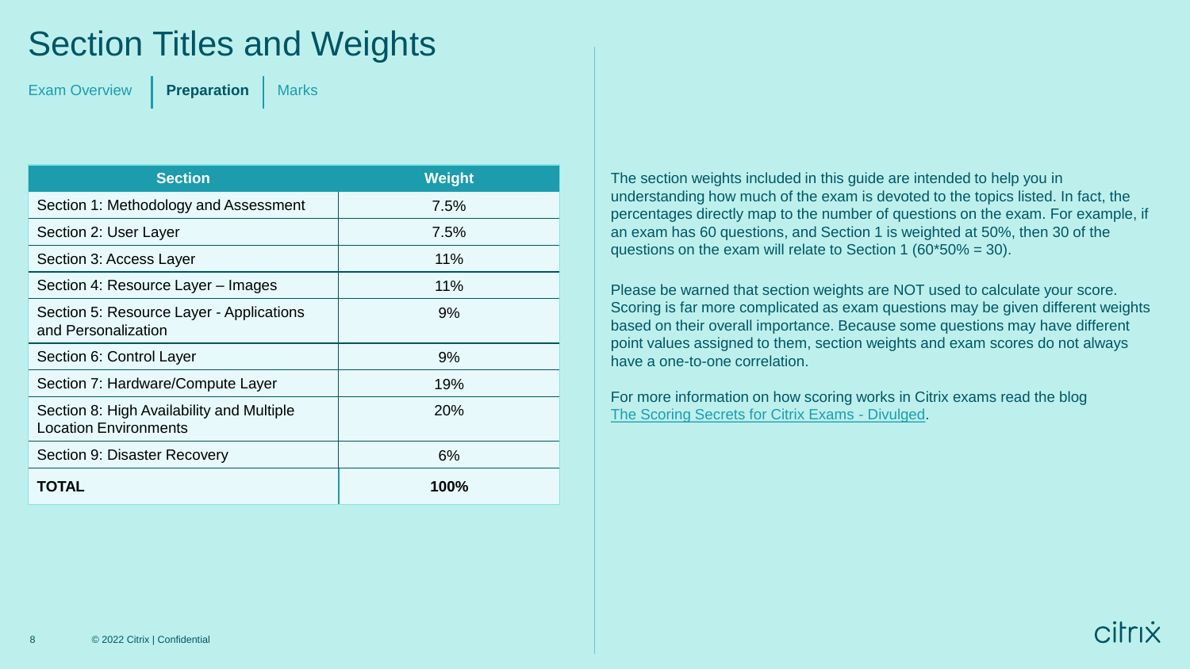# Section Titles and Weights

Exam Overview | **Preparation** | Marks

| Section | Weight |
|---|---|
| Section 1: Methodology and Assessment | 7.5% |
| Section 2: User Layer | 7.5% |
| Section 3: Access Layer | 11% |
| Section 4: Resource Layer – Images | 11% |
| Section 5: Resource Layer - Applications and Personalization | 9% |
| Section 6: Control Layer | 9% |
| Section 7: Hardware/Compute Layer | 19% |
| Section 8: High Availability and Multiple Location Environments | 20% |
| Section 9: Disaster Recovery | 6% |
| **TOTAL** | **100%** |

The section weights included in this guide are intended to help you in understanding how much of the exam is devoted to the topics listed. In fact, the percentages directly map to the number of questions on the exam. For example, if an exam has 60 questions, and Section 1 is weighted at 50%, then 30 of the questions on the exam will relate to Section 1 (60*50% = 30).

Please be warned that section weights are NOT used to calculate your score. Scoring is far more complicated as exam questions may be given different weights based on their overall importance. Because some questions may have different point values assigned to them, section weights and exam scores do not always have a one-to-one correlation.

For more information on how scoring works in Citrix exams read the blog The Scoring Secrets for Citrix Exams - Divulged.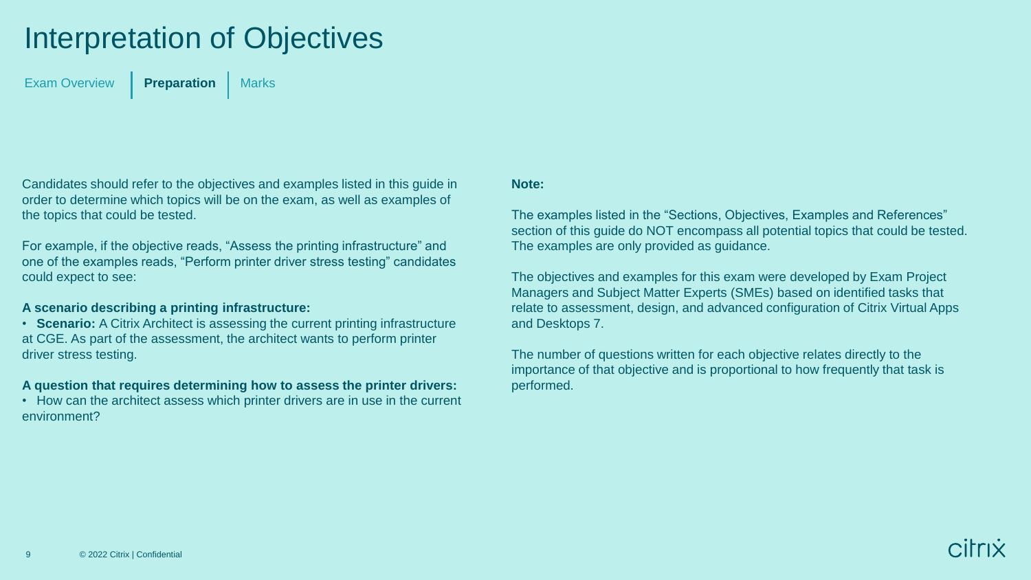# Interpretation of Objectives

Exam Overview | **Preparation** | Marks

Candidates should refer to the objectives and examples listed in this guide in order to determine which topics will be on the exam, as well as examples of the topics that could be tested.

For example, if the objective reads, “Assess the printing infrastructure” and one of the examples reads, “Perform printer driver stress testing” candidates could expect to see:

**A scenario describing a printing infrastructure:**

- **Scenario:** A Citrix Architect is assessing the current printing infrastructure at CGE. As part of the assessment, the architect wants to perform printer driver stress testing.

**A question that requires determining how to assess the printer drivers:**

- How can the architect assess which printer drivers are in use in the current environment?

**Note:**

The examples listed in the “Sections, Objectives, Examples and References” section of this guide do NOT encompass all potential topics that could be tested. The examples are only provided as guidance.

The objectives and examples for this exam were developed by Exam Project Managers and Subject Matter Experts (SMEs) based on identified tasks that relate to assessment, design, and advanced configuration of Citrix Virtual Apps and Desktops 7.

The number of questions written for each objective relates directly to the importance of that objective and is proportional to how frequently that task is performed.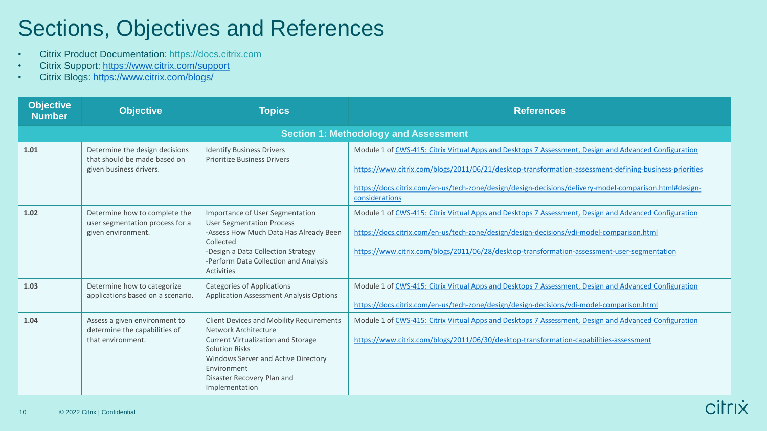# Sections, Objectives and References

- Citrix Product Documentation: https://docs.citrix.com
- Citrix Support: https://www.citrix.com/support
- Citrix Blogs: https://www.citrix.com/blogs/

| Objective Number | Objective | Topics | References |
|---|---|---|---|
| **Section 1: Methodology and Assessment** | | | |
| **1.01** | Determine the design decisions that should be made based on given business drivers. | Identify Business Drivers<br>Prioritize Business Drivers | Module 1 of CWS-415: Citrix Virtual Apps and Desktops 7 Assessment, Design and Advanced Configuration<br><br>https://www.citrix.com/blogs/2011/06/21/desktop-transformation-assessment-defining-business-priorities<br><br>https://docs.citrix.com/en-us/tech-zone/design/design-decisions/delivery-model-comparison.html#design-considerations |
| **1.02** | Determine how to complete the user segmentation process for a given environment. | Importance of User Segmentation<br>User Segmentation Process<br>-Assess How Much Data Has Already Been Collected<br>-Design a Data Collection Strategy<br>-Perform Data Collection and Analysis Activities | Module 1 of CWS-415: Citrix Virtual Apps and Desktops 7 Assessment, Design and Advanced Configuration<br><br>https://docs.citrix.com/en-us/tech-zone/design/design-decisions/vdi-model-comparison.html<br><br>https://www.citrix.com/blogs/2011/06/28/desktop-transformation-assessment-user-segmentation |
| **1.03** | Determine how to categorize applications based on a scenario. | Categories of Applications<br>Application Assessment Analysis Options | Module 1 of CWS-415: Citrix Virtual Apps and Desktops 7 Assessment, Design and Advanced Configuration<br><br>https://docs.citrix.com/en-us/tech-zone/design/design-decisions/vdi-model-comparison.html |
| **1.04** | Assess a given environment to determine the capabilities of that environment. | Client Devices and Mobility Requirements<br>Network Architecture<br>Current Virtualization and Storage Solution Risks<br>Windows Server and Active Directory Environment<br>Disaster Recovery Plan and Implementation | Module 1 of CWS-415: Citrix Virtual Apps and Desktops 7 Assessment, Design and Advanced Configuration<br><br>https://www.citrix.com/blogs/2011/06/30/desktop-transformation-capabilities-assessment |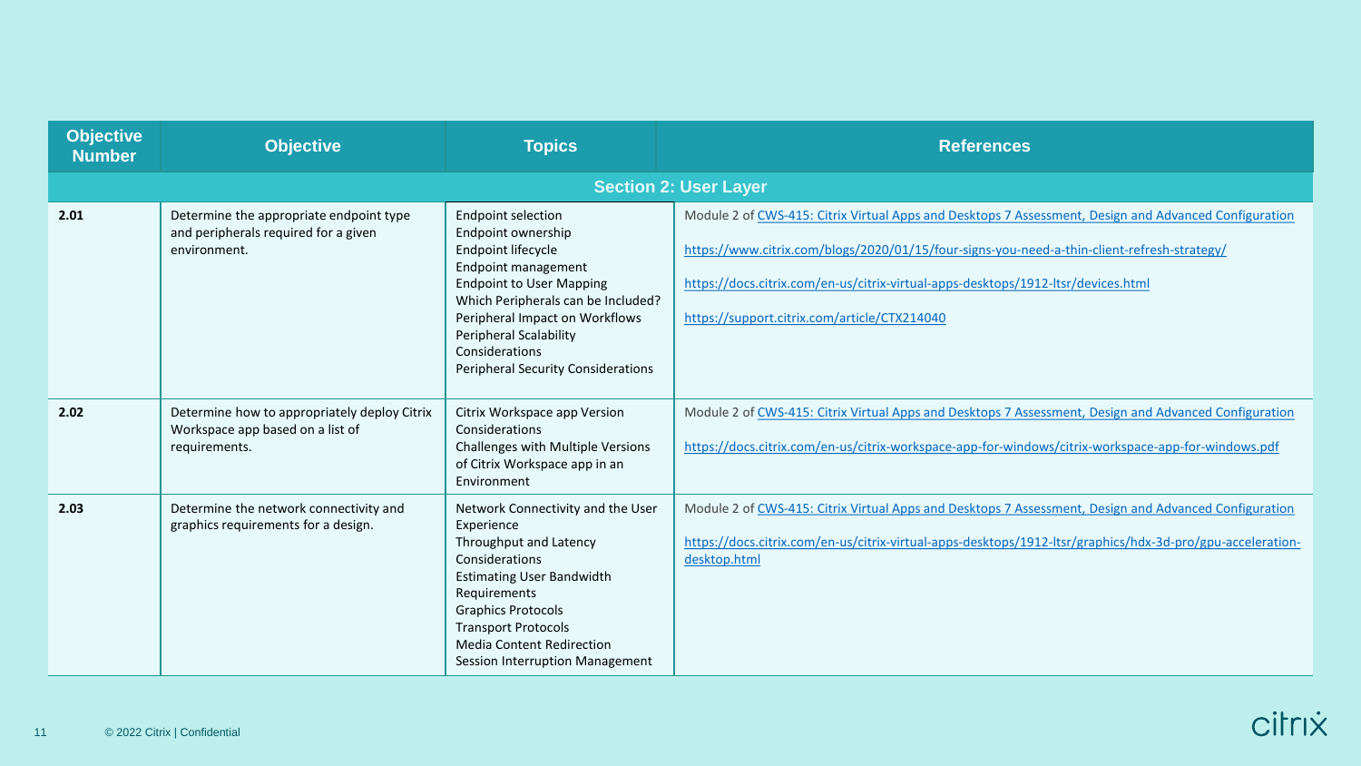| Objective Number | Objective | Topics | References |
|---|---|---|---|
| **Section 2: User Layer** | | | |
| **2.01** | Determine the appropriate endpoint type and peripherals required for a given environment. | Endpoint selection<br>Endpoint ownership<br>Endpoint lifecycle<br>Endpoint management<br>Endpoint to User Mapping<br>Which Peripherals can be Included?<br>Peripheral Impact on Workflows<br>Peripheral Scalability Considerations<br>Peripheral Security Considerations | Module 2 of CWS-415: Citrix Virtual Apps and Desktops 7 Assessment, Design and Advanced Configuration<br><br>https://www.citrix.com/blogs/2020/01/15/four-signs-you-need-a-thin-client-refresh-strategy/<br><br>https://docs.citrix.com/en-us/citrix-virtual-apps-desktops/1912-ltsr/devices.html<br><br>https://support.citrix.com/article/CTX214040 |
| **2.02** | Determine how to appropriately deploy Citrix Workspace app based on a list of requirements. | Citrix Workspace app Version Considerations<br>Challenges with Multiple Versions of Citrix Workspace app in an Environment | Module 2 of CWS-415: Citrix Virtual Apps and Desktops 7 Assessment, Design and Advanced Configuration<br><br>https://docs.citrix.com/en-us/citrix-workspace-app-for-windows/citrix-workspace-app-for-windows.pdf |
| **2.03** | Determine the network connectivity and graphics requirements for a design. | Network Connectivity and the User Experience<br>Throughput and Latency Considerations<br>Estimating User Bandwidth Requirements<br>Graphics Protocols<br>Transport Protocols<br>Media Content Redirection<br>Session Interruption Management | Module 2 of CWS-415: Citrix Virtual Apps and Desktops 7 Assessment, Design and Advanced Configuration<br><br>https://docs.citrix.com/en-us/citrix-virtual-apps-desktops/1912-ltsr/graphics/hdx-3d-pro/gpu-acceleration-desktop.html |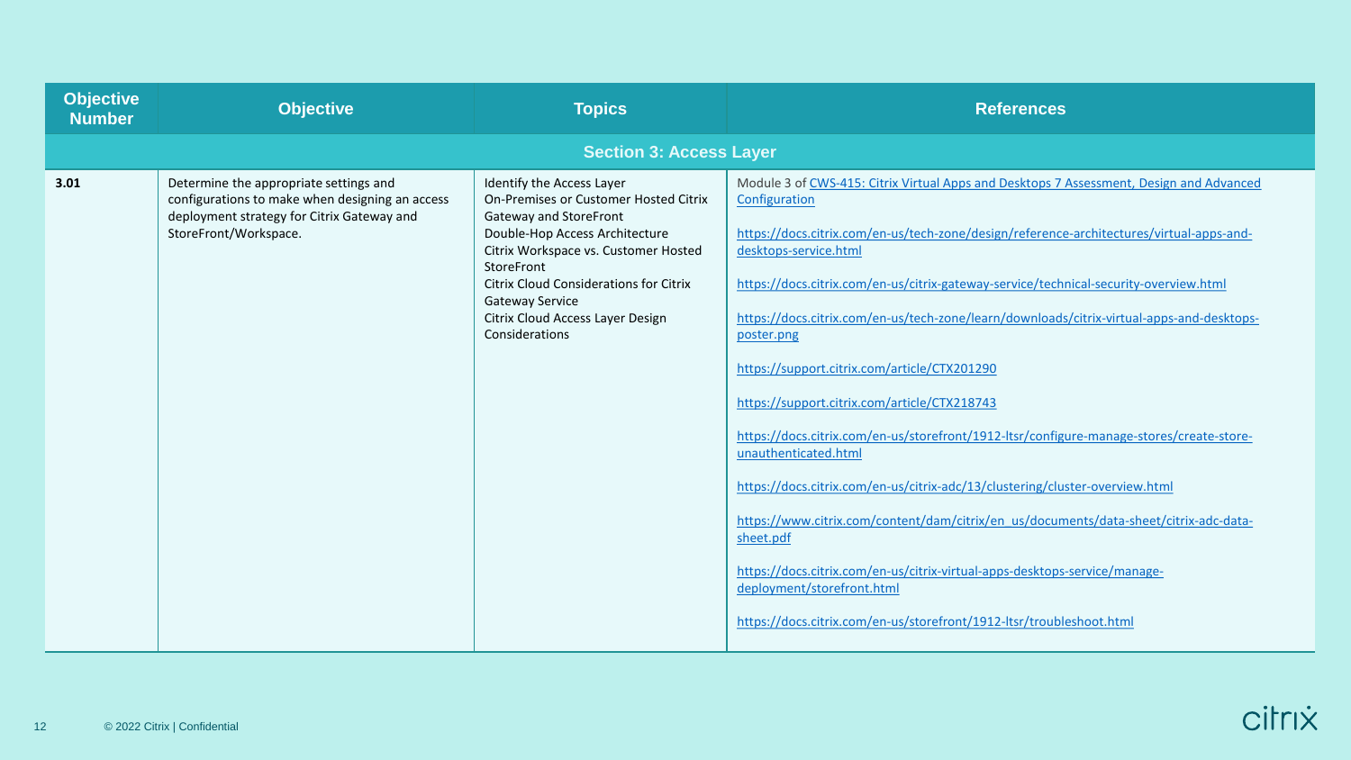| Objective Number | Objective | Topics | References |
|---|---|---|---|
| **Section 3: Access Layer** | | | |
| **3.01** | Determine the appropriate settings and configurations to make when designing an access deployment strategy for Citrix Gateway and StoreFront/Workspace. | Identify the Access Layer<br>On-Premises or Customer Hosted Citrix Gateway and StoreFront<br>Double-Hop Access Architecture<br>Citrix Workspace vs. Customer Hosted StoreFront<br>Citrix Cloud Considerations for Citrix Gateway Service<br>Citrix Cloud Access Layer Design Considerations | Module 3 of CWS-415: Citrix Virtual Apps and Desktops 7 Assessment, Design and Advanced Configuration<br><br>https://docs.citrix.com/en-us/tech-zone/design/reference-architectures/virtual-apps-and-desktops-service.html<br><br>https://docs.citrix.com/en-us/citrix-gateway-service/technical-security-overview.html<br><br>https://docs.citrix.com/en-us/tech-zone/learn/downloads/citrix-virtual-apps-and-desktops-poster.png<br><br>https://support.citrix.com/article/CTX201290<br><br>https://support.citrix.com/article/CTX218743<br><br>https://docs.citrix.com/en-us/storefront/1912-ltsr/configure-manage-stores/create-store-unauthenticated.html<br><br>https://docs.citrix.com/en-us/citrix-adc/13/clustering/cluster-overview.html<br><br>https://www.citrix.com/content/dam/citrix/en_us/documents/data-sheet/citrix-adc-data-sheet.pdf<br><br>https://docs.citrix.com/en-us/citrix-virtual-apps-desktops-service/manage-deployment/storefront.html<br><br>https://docs.citrix.com/en-us/storefront/1912-ltsr/troubleshoot.html |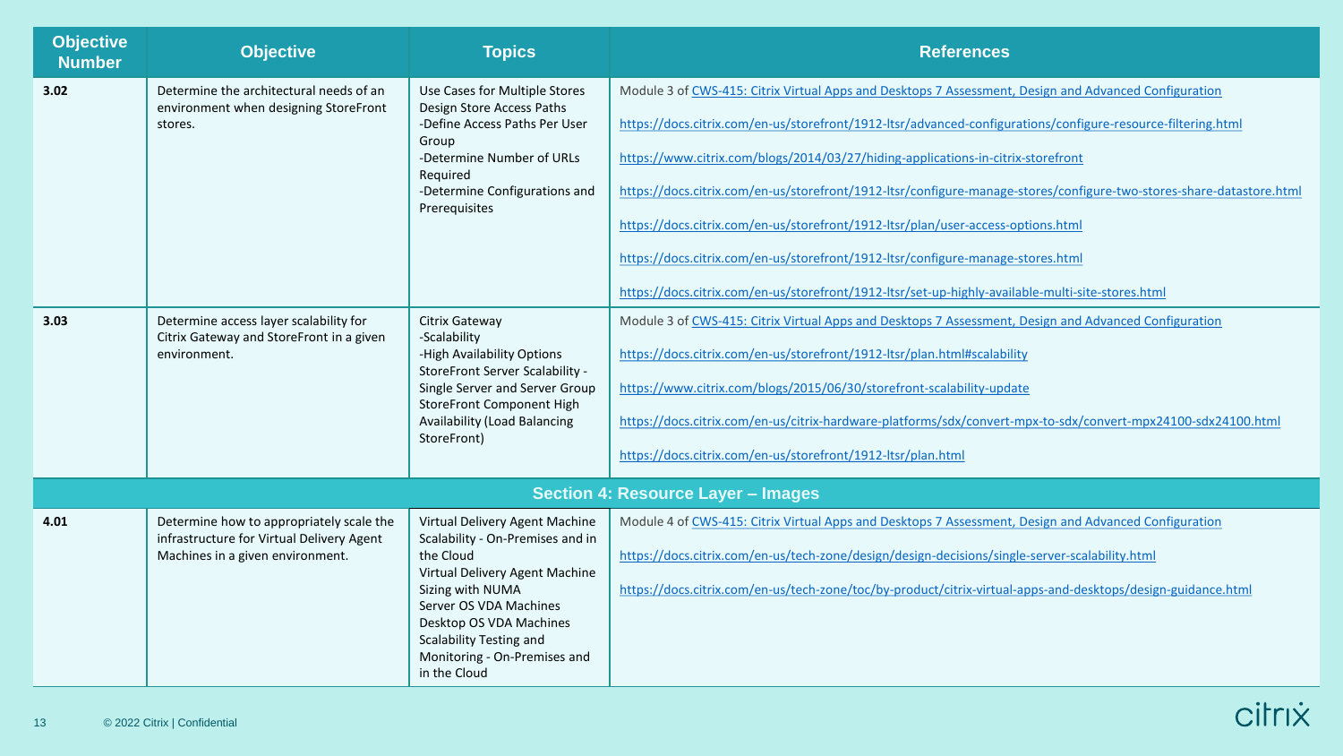| Objective Number | Objective | Topics | References |
|---|---|---|---|
| **3.02** | Determine the architectural needs of an environment when designing StoreFront stores. | Use Cases for Multiple Stores<br>Design Store Access Paths<br>-Define Access Paths Per User Group<br>-Determine Number of URLs Required<br>-Determine Configurations and Prerequisites | Module 3 of CWS-415: Citrix Virtual Apps and Desktops 7 Assessment, Design and Advanced Configuration<br><br>https://docs.citrix.com/en-us/storefront/1912-ltsr/advanced-configurations/configure-resource-filtering.html<br><br>https://www.citrix.com/blogs/2014/03/27/hiding-applications-in-citrix-storefront<br><br>https://docs.citrix.com/en-us/storefront/1912-ltsr/configure-manage-stores/configure-two-stores-share-datastore.html<br><br>https://docs.citrix.com/en-us/storefront/1912-ltsr/plan/user-access-options.html<br><br>https://docs.citrix.com/en-us/storefront/1912-ltsr/configure-manage-stores.html<br><br>https://docs.citrix.com/en-us/storefront/1912-ltsr/set-up-highly-available-multi-site-stores.html |
| **3.03** | Determine access layer scalability for Citrix Gateway and StoreFront in a given environment. | Citrix Gateway<br>-Scalability<br>-High Availability Options<br>StoreFront Server Scalability - Single Server and Server Group<br>StoreFront Component High Availability (Load Balancing StoreFront) | Module 3 of CWS-415: Citrix Virtual Apps and Desktops 7 Assessment, Design and Advanced Configuration<br><br>https://docs.citrix.com/en-us/storefront/1912-ltsr/plan.html#scalability<br><br>https://www.citrix.com/blogs/2015/06/30/storefront-scalability-update<br><br>https://docs.citrix.com/en-us/citrix-hardware-platforms/sdx/convert-mpx-to-sdx/convert-mpx24100-sdx24100.html<br><br>https://docs.citrix.com/en-us/storefront/1912-ltsr/plan.html |
| **Section 4: Resource Layer – Images** | | | |
| **4.01** | Determine how to appropriately scale the infrastructure for Virtual Delivery Agent Machines in a given environment. | Virtual Delivery Agent Machine Scalability - On-Premises and in the Cloud<br>Virtual Delivery Agent Machine Sizing with NUMA<br>Server OS VDA Machines<br>Desktop OS VDA Machines<br>Scalability Testing and Monitoring - On-Premises and in the Cloud | Module 4 of CWS-415: Citrix Virtual Apps and Desktops 7 Assessment, Design and Advanced Configuration<br><br>https://docs.citrix.com/en-us/tech-zone/design/design-decisions/single-server-scalability.html<br><br>https://docs.citrix.com/en-us/tech-zone/toc/by-product/citrix-virtual-apps-and-desktops/design-guidance.html |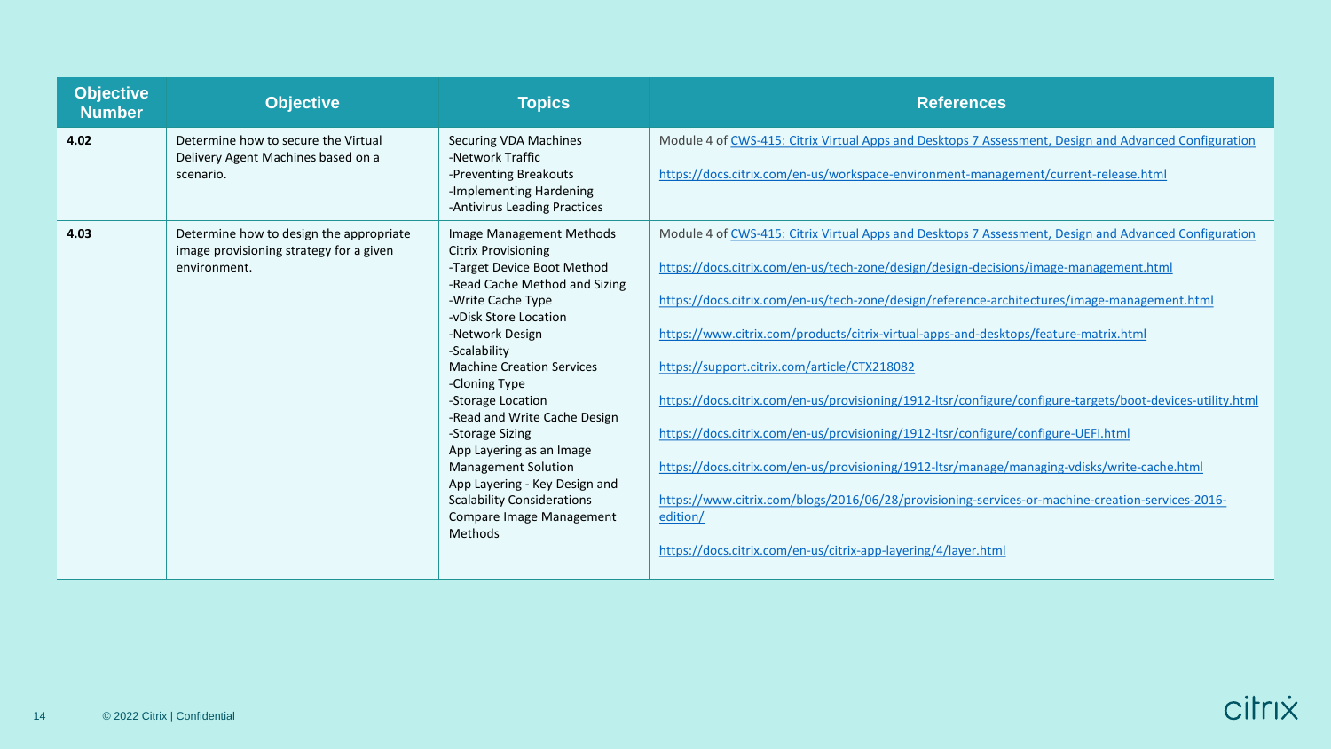| Objective Number | Objective | Topics | References |
|---|---|---|---|
| **4.02** | Determine how to secure the Virtual Delivery Agent Machines based on a scenario. | Securing VDA Machines<br>-Network Traffic<br>-Preventing Breakouts<br>-Implementing Hardening<br>-Antivirus Leading Practices | Module 4 of CWS-415: Citrix Virtual Apps and Desktops 7 Assessment, Design and Advanced Configuration<br><br>https://docs.citrix.com/en-us/workspace-environment-management/current-release.html |
| **4.03** | Determine how to design the appropriate image provisioning strategy for a given environment. | Image Management Methods<br>Citrix Provisioning<br>-Target Device Boot Method<br>-Read Cache Method and Sizing<br>-Write Cache Type<br>-vDisk Store Location<br>-Network Design<br>-Scalability<br>Machine Creation Services<br>-Cloning Type<br>-Storage Location<br>-Read and Write Cache Design<br>-Storage Sizing<br>App Layering as an Image Management Solution<br>App Layering - Key Design and Scalability Considerations<br>Compare Image Management Methods | Module 4 of CWS-415: Citrix Virtual Apps and Desktops 7 Assessment, Design and Advanced Configuration<br><br>https://docs.citrix.com/en-us/tech-zone/design/design-decisions/image-management.html<br><br>https://docs.citrix.com/en-us/tech-zone/design/reference-architectures/image-management.html<br><br>https://www.citrix.com/products/citrix-virtual-apps-and-desktops/feature-matrix.html<br><br>https://support.citrix.com/article/CTX218082<br><br>https://docs.citrix.com/en-us/provisioning/1912-ltsr/configure/configure-targets/boot-devices-utility.html<br><br>https://docs.citrix.com/en-us/provisioning/1912-ltsr/configure/configure-UEFI.html<br><br>https://docs.citrix.com/en-us/provisioning/1912-ltsr/manage/managing-vdisks/write-cache.html<br><br>https://www.citrix.com/blogs/2016/06/28/provisioning-services-or-machine-creation-services-2016-edition/<br><br>https://docs.citrix.com/en-us/citrix-app-layering/4/layer.html |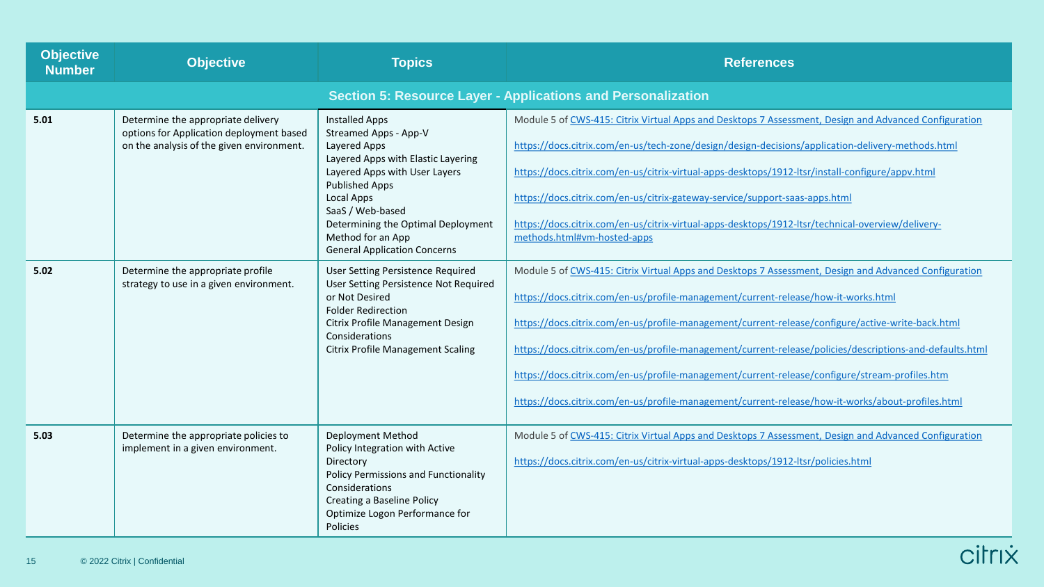| Objective Number | Objective | Topics | References |
|---|---|---|---|
| **Section 5: Resource Layer - Applications and Personalization** | | | |
| **5.01** | Determine the appropriate delivery options for Application deployment based on the analysis of the given environment. | Installed Apps<br>Streamed Apps - App-V<br>Layered Apps<br>Layered Apps with Elastic Layering<br>Layered Apps with User Layers<br>Published Apps<br>Local Apps<br>SaaS / Web-based<br>Determining the Optimal Deployment Method for an App<br>General Application Concerns | Module 5 of CWS-415: Citrix Virtual Apps and Desktops 7 Assessment, Design and Advanced Configuration<br><br>https://docs.citrix.com/en-us/tech-zone/design/design-decisions/application-delivery-methods.html<br><br>https://docs.citrix.com/en-us/citrix-virtual-apps-desktops/1912-ltsr/install-configure/appv.html<br><br>https://docs.citrix.com/en-us/citrix-gateway-service/support-saas-apps.html<br><br>https://docs.citrix.com/en-us/citrix-virtual-apps-desktops/1912-ltsr/technical-overview/delivery-methods.html#vm-hosted-apps |
| **5.02** | Determine the appropriate profile strategy to use in a given environment. | User Setting Persistence Required<br>User Setting Persistence Not Required or Not Desired<br>Folder Redirection<br>Citrix Profile Management Design Considerations<br>Citrix Profile Management Scaling | Module 5 of CWS-415: Citrix Virtual Apps and Desktops 7 Assessment, Design and Advanced Configuration<br><br>https://docs.citrix.com/en-us/profile-management/current-release/how-it-works.html<br><br>https://docs.citrix.com/en-us/profile-management/current-release/configure/active-write-back.html<br><br>https://docs.citrix.com/en-us/profile-management/current-release/policies/descriptions-and-defaults.html<br><br>https://docs.citrix.com/en-us/profile-management/current-release/configure/stream-profiles.htm<br><br>https://docs.citrix.com/en-us/profile-management/current-release/how-it-works/about-profiles.html |
| **5.03** | Determine the appropriate policies to implement in a given environment. | Deployment Method<br>Policy Integration with Active Directory<br>Policy Permissions and Functionality Considerations<br>Creating a Baseline Policy<br>Optimize Logon Performance for Policies | Module 5 of CWS-415: Citrix Virtual Apps and Desktops 7 Assessment, Design and Advanced Configuration<br><br>https://docs.citrix.com/en-us/citrix-virtual-apps-desktops/1912-ltsr/policies.html |

© 2022 Citrix | Confidential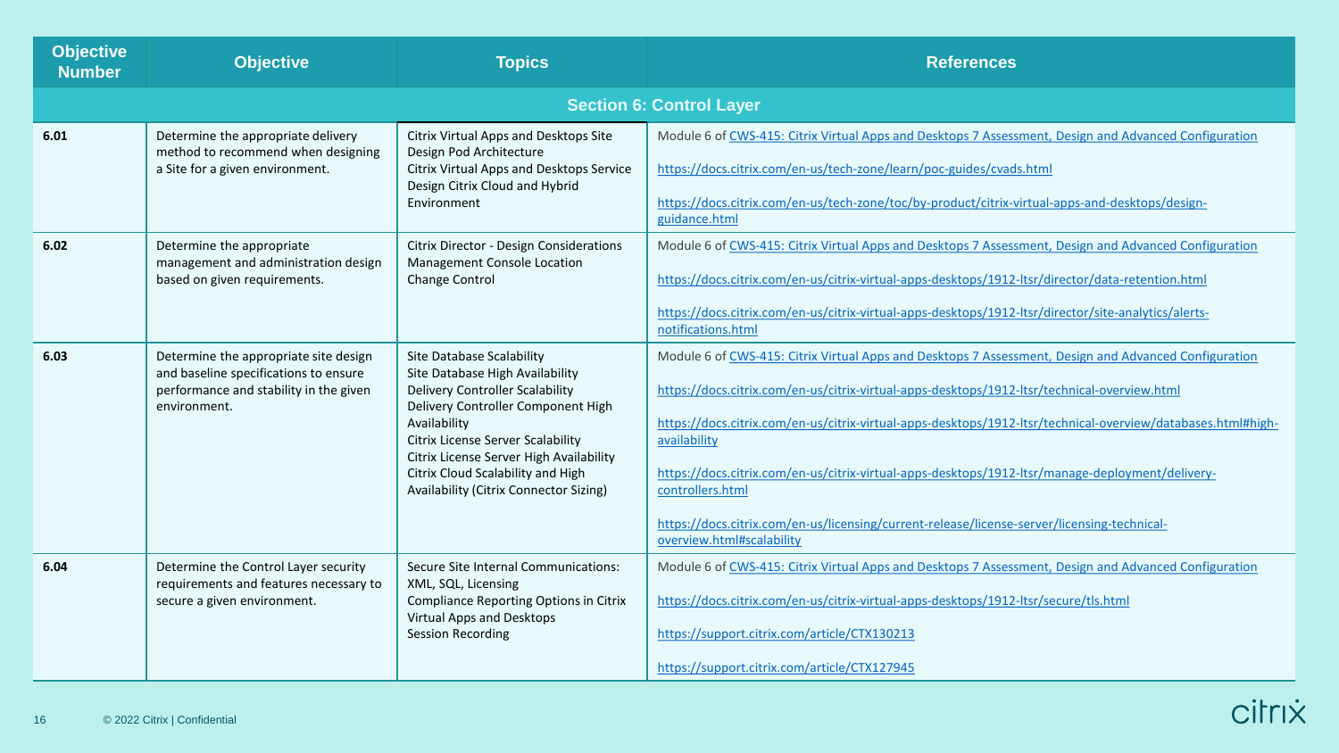| Objective Number | Objective | Topics | References |
|---|---|---|---|
| **Section 6: Control Layer** | | | |
| **6.01** | Determine the appropriate delivery method to recommend when designing a Site for a given environment. | Citrix Virtual Apps and Desktops Site Design Pod Architecture<br>Citrix Virtual Apps and Desktops Service Design Citrix Cloud and Hybrid Environment | Module 6 of CWS-415: Citrix Virtual Apps and Desktops 7 Assessment, Design and Advanced Configuration<br><br>https://docs.citrix.com/en-us/tech-zone/learn/poc-guides/cvads.html<br><br>https://docs.citrix.com/en-us/tech-zone/toc/by-product/citrix-virtual-apps-and-desktops/design-guidance.html |
| **6.02** | Determine the appropriate management and administration design based on given requirements. | Citrix Director - Design Considerations<br>Management Console Location<br>Change Control | Module 6 of CWS-415: Citrix Virtual Apps and Desktops 7 Assessment, Design and Advanced Configuration<br><br>https://docs.citrix.com/en-us/citrix-virtual-apps-desktops/1912-ltsr/director/data-retention.html<br><br>https://docs.citrix.com/en-us/citrix-virtual-apps-desktops/1912-ltsr/director/site-analytics/alerts-notifications.html |
| **6.03** | Determine the appropriate site design and baseline specifications to ensure performance and stability in the given environment. | Site Database Scalability<br>Site Database High Availability<br>Delivery Controller Scalability<br>Delivery Controller Component High Availability<br>Citrix License Server Scalability<br>Citrix License Server High Availability<br>Citrix Cloud Scalability and High Availability (Citrix Connector Sizing) | Module 6 of CWS-415: Citrix Virtual Apps and Desktops 7 Assessment, Design and Advanced Configuration<br><br>https://docs.citrix.com/en-us/citrix-virtual-apps-desktops/1912-ltsr/technical-overview.html<br><br>https://docs.citrix.com/en-us/citrix-virtual-apps-desktops/1912-ltsr/technical-overview/databases.html#high-availability<br><br>https://docs.citrix.com/en-us/citrix-virtual-apps-desktops/1912-ltsr/manage-deployment/delivery-controllers.html<br><br>https://docs.citrix.com/en-us/licensing/current-release/license-server/licensing-technical-overview.html#scalability |
| **6.04** | Determine the Control Layer security requirements and features necessary to secure a given environment. | Secure Site Internal Communications: XML, SQL, Licensing<br>Compliance Reporting Options in Citrix Virtual Apps and Desktops<br>Session Recording | Module 6 of CWS-415: Citrix Virtual Apps and Desktops 7 Assessment, Design and Advanced Configuration<br><br>https://docs.citrix.com/en-us/citrix-virtual-apps-desktops/1912-ltsr/secure/tls.html<br><br>https://support.citrix.com/article/CTX130213<br><br>https://support.citrix.com/article/CTX127945 |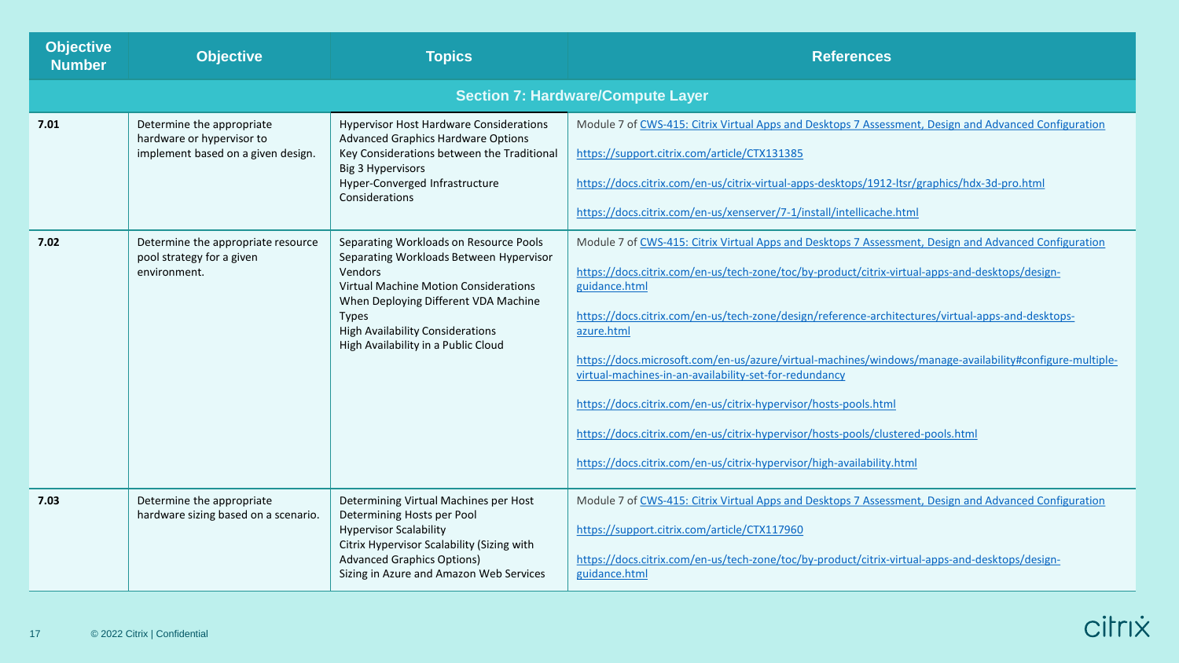| Objective Number | Objective | Topics | References |
|---|---|---|---|
| **Section 7: Hardware/Compute Layer** | | | |
| **7.01** | Determine the appropriate hardware or hypervisor to implement based on a given design. | Hypervisor Host Hardware Considerations<br>Advanced Graphics Hardware Options<br>Key Considerations between the Traditional Big 3 Hypervisors<br>Hyper-Converged Infrastructure Considerations | Module 7 of CWS-415: Citrix Virtual Apps and Desktops 7 Assessment, Design and Advanced Configuration<br><br>https://support.citrix.com/article/CTX131385<br><br>https://docs.citrix.com/en-us/citrix-virtual-apps-desktops/1912-ltsr/graphics/hdx-3d-pro.html<br><br>https://docs.citrix.com/en-us/xenserver/7-1/install/intellicache.html |
| **7.02** | Determine the appropriate resource pool strategy for a given environment. | Separating Workloads on Resource Pools<br>Separating Workloads Between Hypervisor Vendors<br>Virtual Machine Motion Considerations When Deploying Different VDA Machine Types<br>High Availability Considerations<br>High Availability in a Public Cloud | Module 7 of CWS-415: Citrix Virtual Apps and Desktops 7 Assessment, Design and Advanced Configuration<br><br>https://docs.citrix.com/en-us/tech-zone/toc/by-product/citrix-virtual-apps-and-desktops/design-guidance.html<br><br>https://docs.citrix.com/en-us/tech-zone/design/reference-architectures/virtual-apps-and-desktops-azure.html<br><br>https://docs.microsoft.com/en-us/azure/virtual-machines/windows/manage-availability#configure-multiple-virtual-machines-in-an-availability-set-for-redundancy<br><br>https://docs.citrix.com/en-us/citrix-hypervisor/hosts-pools.html<br><br>https://docs.citrix.com/en-us/citrix-hypervisor/hosts-pools/clustered-pools.html<br><br>https://docs.citrix.com/en-us/citrix-hypervisor/high-availability.html |
| **7.03** | Determine the appropriate hardware sizing based on a scenario. | Determining Virtual Machines per Host<br>Determining Hosts per Pool<br>Hypervisor Scalability<br>Citrix Hypervisor Scalability (Sizing with Advanced Graphics Options)<br>Sizing in Azure and Amazon Web Services | Module 7 of CWS-415: Citrix Virtual Apps and Desktops 7 Assessment, Design and Advanced Configuration<br><br>https://support.citrix.com/article/CTX117960<br><br>https://docs.citrix.com/en-us/tech-zone/toc/by-product/citrix-virtual-apps-and-desktops/design-guidance.html |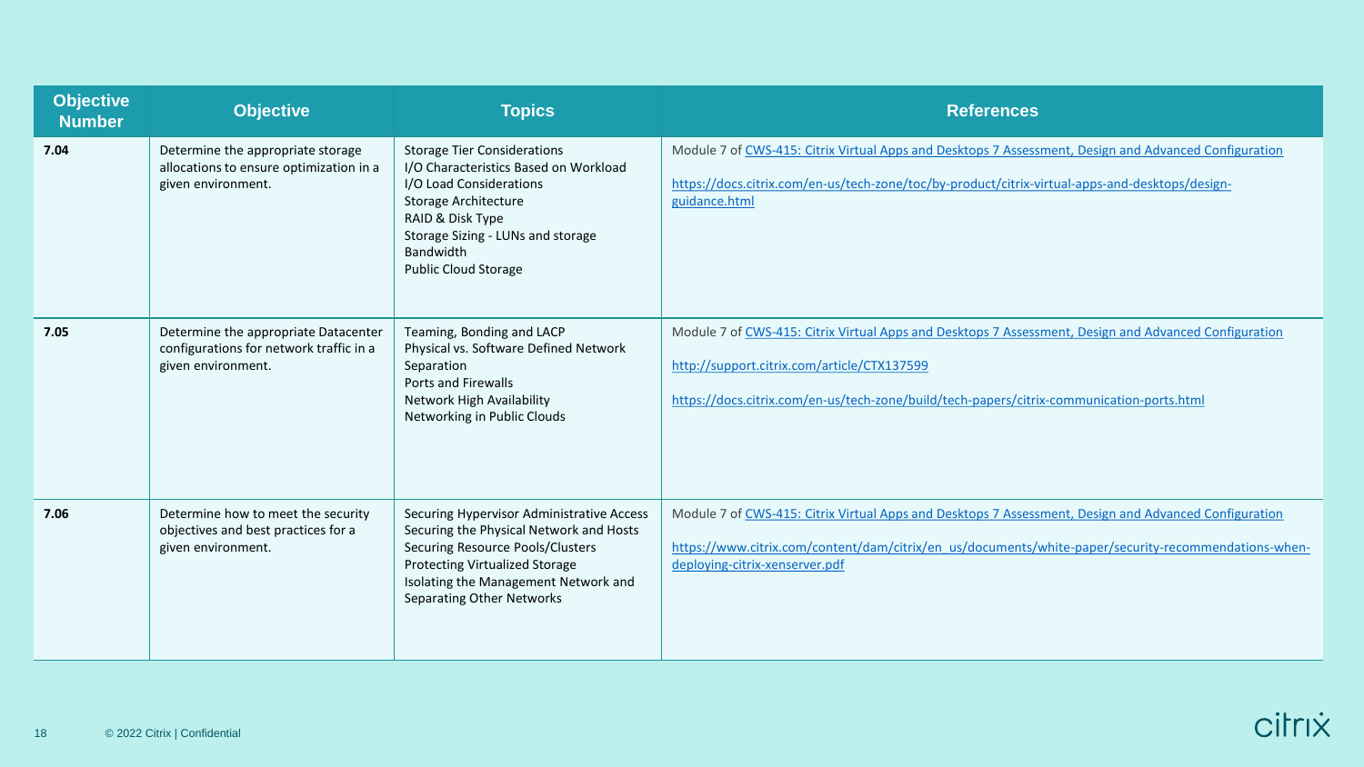| Objective Number | Objective | Topics | References |
|---|---|---|---|
| **7.04** | Determine the appropriate storage allocations to ensure optimization in a given environment. | Storage Tier Considerations<br>I/O Characteristics Based on Workload<br>I/O Load Considerations<br>Storage Architecture<br>RAID & Disk Type<br>Storage Sizing - LUNs and storage Bandwidth<br>Public Cloud Storage | Module 7 of CWS-415: Citrix Virtual Apps and Desktops 7 Assessment, Design and Advanced Configuration<br><br>https://docs.citrix.com/en-us/tech-zone/toc/by-product/citrix-virtual-apps-and-desktops/design-guidance.html |
| **7.05** | Determine the appropriate Datacenter configurations for network traffic in a given environment. | Teaming, Bonding and LACP<br>Physical vs. Software Defined Network Separation<br>Ports and Firewalls<br>Network High Availability<br>Networking in Public Clouds | Module 7 of CWS-415: Citrix Virtual Apps and Desktops 7 Assessment, Design and Advanced Configuration<br><br>http://support.citrix.com/article/CTX137599<br><br>https://docs.citrix.com/en-us/tech-zone/build/tech-papers/citrix-communication-ports.html |
| **7.06** | Determine how to meet the security objectives and best practices for a given environment. | Securing Hypervisor Administrative Access<br>Securing the Physical Network and Hosts<br>Securing Resource Pools/Clusters<br>Protecting Virtualized Storage<br>Isolating the Management Network and Separating Other Networks | Module 7 of CWS-415: Citrix Virtual Apps and Desktops 7 Assessment, Design and Advanced Configuration<br><br>https://www.citrix.com/content/dam/citrix/en_us/documents/white-paper/security-recommendations-when-deploying-citrix-xenserver.pdf |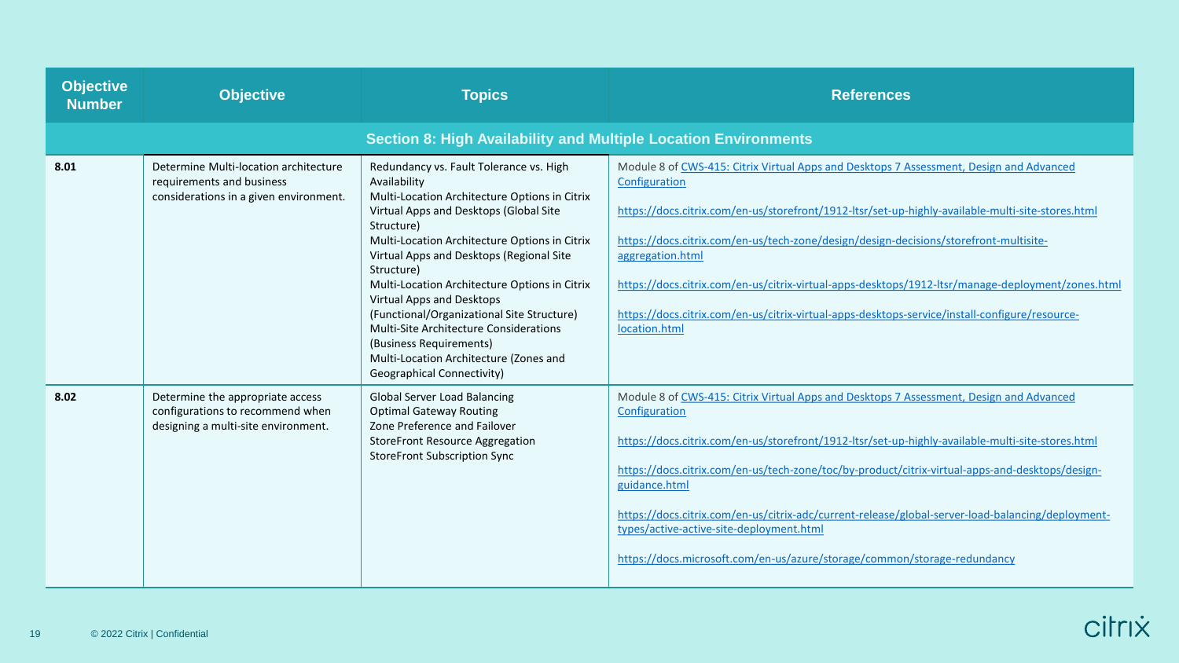| Objective Number | Objective | Topics | References |
|---|---|---|---|
| **Section 8: High Availability and Multiple Location Environments** | | | |
| **8.01** | Determine Multi-location architecture requirements and business considerations in a given environment. | Redundancy vs. Fault Tolerance vs. High Availability<br>Multi-Location Architecture Options in Citrix Virtual Apps and Desktops (Global Site Structure)<br>Multi-Location Architecture Options in Citrix Virtual Apps and Desktops (Regional Site Structure)<br>Multi-Location Architecture Options in Citrix Virtual Apps and Desktops (Functional/Organizational Site Structure)<br>Multi-Site Architecture Considerations (Business Requirements)<br>Multi-Location Architecture (Zones and Geographical Connectivity) | Module 8 of CWS-415: Citrix Virtual Apps and Desktops 7 Assessment, Design and Advanced Configuration<br><br>https://docs.citrix.com/en-us/storefront/1912-ltsr/set-up-highly-available-multi-site-stores.html<br><br>https://docs.citrix.com/en-us/tech-zone/design/design-decisions/storefront-multisite-aggregation.html<br><br>https://docs.citrix.com/en-us/citrix-virtual-apps-desktops/1912-ltsr/manage-deployment/zones.html<br><br>https://docs.citrix.com/en-us/citrix-virtual-apps-desktops-service/install-configure/resource-location.html |
| **8.02** | Determine the appropriate access configurations to recommend when designing a multi-site environment. | Global Server Load Balancing<br>Optimal Gateway Routing<br>Zone Preference and Failover<br>StoreFront Resource Aggregation<br>StoreFront Subscription Sync | Module 8 of CWS-415: Citrix Virtual Apps and Desktops 7 Assessment, Design and Advanced Configuration<br><br>https://docs.citrix.com/en-us/storefront/1912-ltsr/set-up-highly-available-multi-site-stores.html<br><br>https://docs.citrix.com/en-us/tech-zone/toc/by-product/citrix-virtual-apps-and-desktops/design-guidance.html<br><br>https://docs.citrix.com/en-us/citrix-adc/current-release/global-server-load-balancing/deployment-types/active-active-site-deployment.html<br><br>https://docs.microsoft.com/en-us/azure/storage/common/storage-redundancy |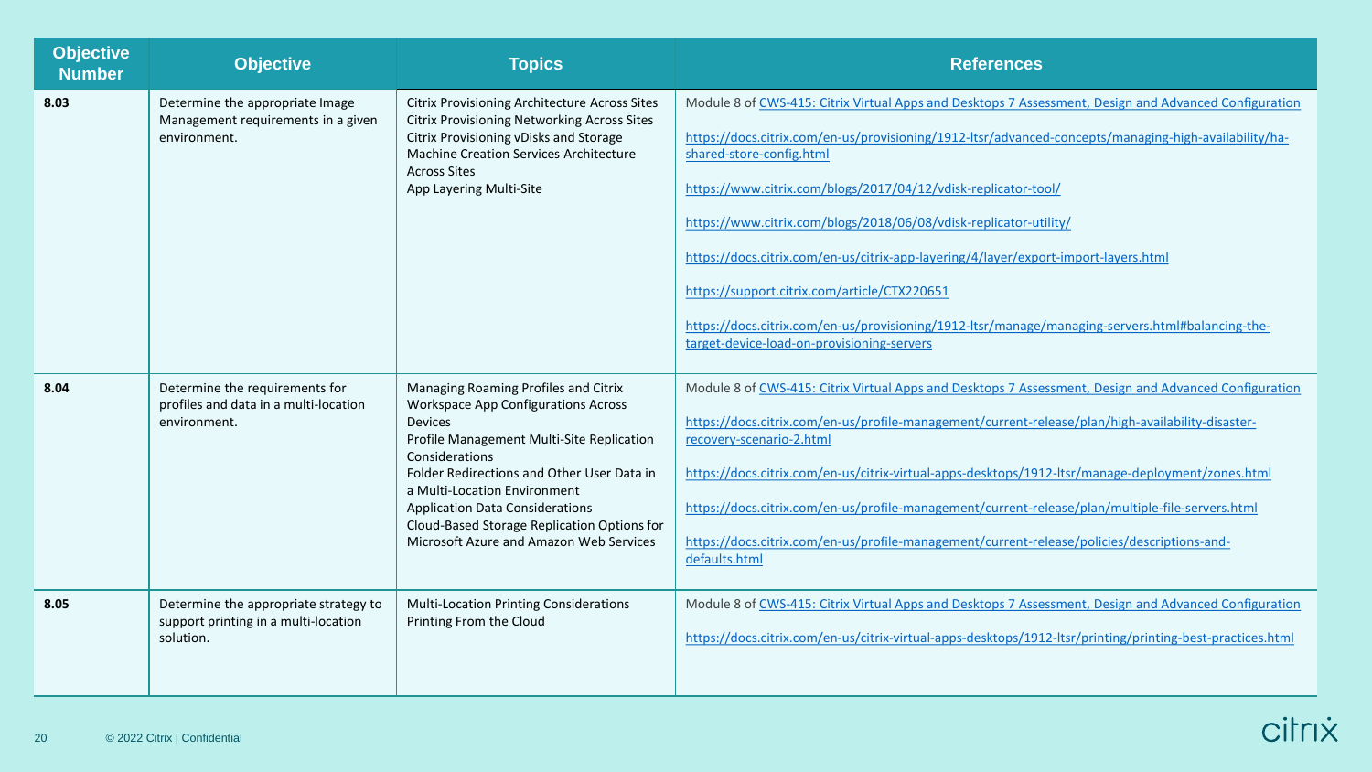| Objective Number | Objective | Topics | References |
|---|---|---|---|
| **8.03** | Determine the appropriate Image Management requirements in a given environment. | Citrix Provisioning Architecture Across Sites<br>Citrix Provisioning Networking Across Sites<br>Citrix Provisioning vDisks and Storage<br>Machine Creation Services Architecture Across Sites<br>App Layering Multi-Site | Module 8 of CWS-415: Citrix Virtual Apps and Desktops 7 Assessment, Design and Advanced Configuration<br><br>https://docs.citrix.com/en-us/provisioning/1912-ltsr/advanced-concepts/managing-high-availability/ha-shared-store-config.html<br><br>https://www.citrix.com/blogs/2017/04/12/vdisk-replicator-tool/<br><br>https://www.citrix.com/blogs/2018/06/08/vdisk-replicator-utility/<br><br>https://docs.citrix.com/en-us/citrix-app-layering/4/layer/export-import-layers.html<br><br>https://support.citrix.com/article/CTX220651<br><br>https://docs.citrix.com/en-us/provisioning/1912-ltsr/manage/managing-servers.html#balancing-the-target-device-load-on-provisioning-servers |
| **8.04** | Determine the requirements for profiles and data in a multi-location environment. | Managing Roaming Profiles and Citrix Workspace App Configurations Across Devices<br>Profile Management Multi-Site Replication Considerations<br>Folder Redirections and Other User Data in a Multi-Location Environment<br>Application Data Considerations<br>Cloud-Based Storage Replication Options for Microsoft Azure and Amazon Web Services | Module 8 of CWS-415: Citrix Virtual Apps and Desktops 7 Assessment, Design and Advanced Configuration<br><br>https://docs.citrix.com/en-us/profile-management/current-release/plan/high-availability-disaster-recovery-scenario-2.html<br><br>https://docs.citrix.com/en-us/citrix-virtual-apps-desktops/1912-ltsr/manage-deployment/zones.html<br><br>https://docs.citrix.com/en-us/profile-management/current-release/plan/multiple-file-servers.html<br><br>https://docs.citrix.com/en-us/profile-management/current-release/policies/descriptions-and-defaults.html |
| **8.05** | Determine the appropriate strategy to support printing in a multi-location solution. | Multi-Location Printing Considerations<br>Printing From the Cloud | Module 8 of CWS-415: Citrix Virtual Apps and Desktops 7 Assessment, Design and Advanced Configuration<br><br>https://docs.citrix.com/en-us/citrix-virtual-apps-desktops/1912-ltsr/printing/printing-best-practices.html |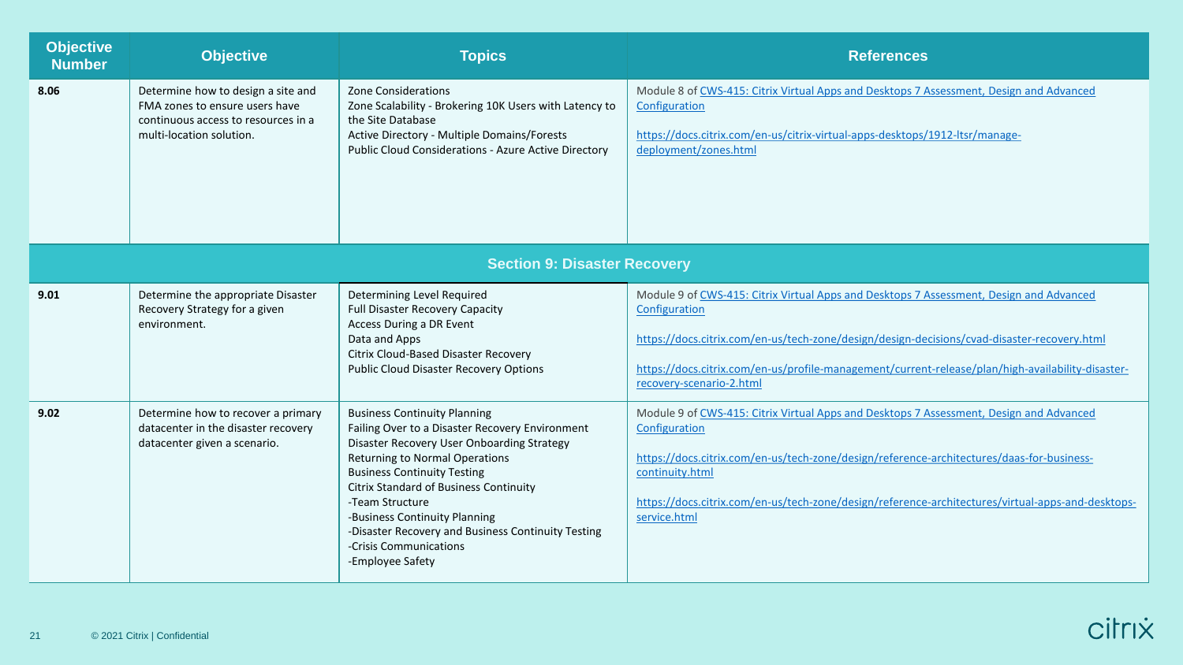| Objective Number | Objective | Topics | References |
|---|---|---|---|
| 8.06 | Determine how to design a site and FMA zones to ensure users have continuous access to resources in a multi-location solution. | Zone Considerations<br>Zone Scalability - Brokering 10K Users with Latency to the Site Database<br>Active Directory - Multiple Domains/Forests<br>Public Cloud Considerations - Azure Active Directory | Module 8 of CWS-415: Citrix Virtual Apps and Desktops 7 Assessment, Design and Advanced Configuration<br><br>https://docs.citrix.com/en-us/citrix-virtual-apps-desktops/1912-ltsr/manage-deployment/zones.html |
| **Section 9: Disaster Recovery** | | | |
| 9.01 | Determine the appropriate Disaster Recovery Strategy for a given environment. | Determining Level Required<br>Full Disaster Recovery Capacity<br>Access During a DR Event<br>Data and Apps<br>Citrix Cloud-Based Disaster Recovery<br>Public Cloud Disaster Recovery Options | Module 9 of CWS-415: Citrix Virtual Apps and Desktops 7 Assessment, Design and Advanced Configuration<br><br>https://docs.citrix.com/en-us/tech-zone/design/design-decisions/cvad-disaster-recovery.html<br><br>https://docs.citrix.com/en-us/profile-management/current-release/plan/high-availability-disaster-recovery-scenario-2.html |
| 9.02 | Determine how to recover a primary datacenter in the disaster recovery datacenter given a scenario. | Business Continuity Planning<br>Failing Over to a Disaster Recovery Environment<br>Disaster Recovery User Onboarding Strategy<br>Returning to Normal Operations<br>Business Continuity Testing<br>Citrix Standard of Business Continuity<br>-Team Structure<br>-Business Continuity Planning<br>-Disaster Recovery and Business Continuity Testing<br>-Crisis Communications<br>-Employee Safety | Module 9 of CWS-415: Citrix Virtual Apps and Desktops 7 Assessment, Design and Advanced Configuration<br><br>https://docs.citrix.com/en-us/tech-zone/design/reference-architectures/daas-for-business-continuity.html<br><br>https://docs.citrix.com/en-us/tech-zone/design/reference-architectures/virtual-apps-and-desktops-service.html |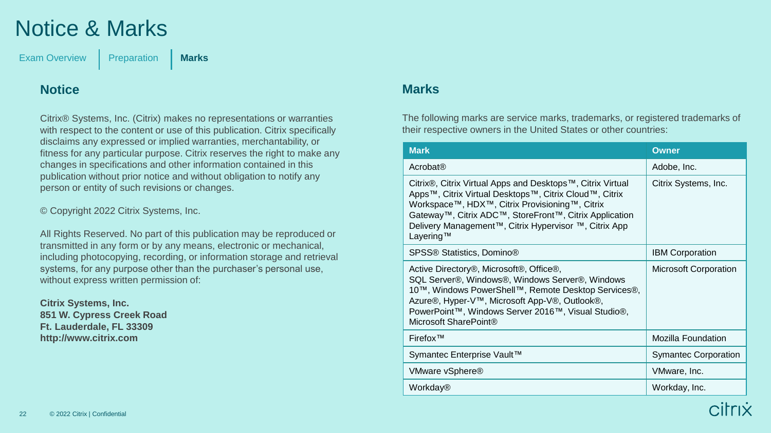# Notice & Marks

Exam Overview | Preparation | **Marks**

## Notice

Citrix® Systems, Inc. (Citrix) makes no representations or warranties with respect to the content or use of this publication. Citrix specifically disclaims any expressed or implied warranties, merchantability, or fitness for any particular purpose. Citrix reserves the right to make any changes in specifications and other information contained in this publication without prior notice and without obligation to notify any person or entity of such revisions or changes.

© Copyright 2022 Citrix Systems, Inc.

All Rights Reserved. No part of this publication may be reproduced or transmitted in any form or by any means, electronic or mechanical, including photocopying, recording, or information storage and retrieval systems, for any purpose other than the purchaser's personal use, without express written permission of:

**Citrix Systems, Inc.**
**851 W. Cypress Creek Road**
**Ft. Lauderdale, FL 33309**
**http://www.citrix.com**

## Marks

The following marks are service marks, trademarks, or registered trademarks of their respective owners in the United States or other countries:

| Mark | Owner |
| --- | --- |
| Acrobat® | Adobe, Inc. |
| Citrix®, Citrix Virtual Apps and Desktops™, Citrix Virtual Apps™, Citrix Virtual Desktops™, Citrix Cloud™, Citrix Workspace™, HDX™, Citrix Provisioning™, Citrix Gateway™, Citrix ADC™, StoreFront™, Citrix Application Delivery Management™, Citrix Hypervisor ™, Citrix App Layering™ | Citrix Systems, Inc. |
| SPSS® Statistics, Domino® | IBM Corporation |
| Active Directory®, Microsoft®, Office®, SQL Server®, Windows®, Windows Server®, Windows 10™, Windows PowerShell™, Remote Desktop Services®, Azure®, Hyper-V™, Microsoft App-V®, Outlook®, PowerPoint™, Windows Server 2016™, Visual Studio®, Microsoft SharePoint® | Microsoft Corporation |
| Firefox™ | Mozilla Foundation |
| Symantec Enterprise Vault™ | Symantec Corporation |
| VMware vSphere® | VMware, Inc. |
| Workday® | Workday, Inc. |